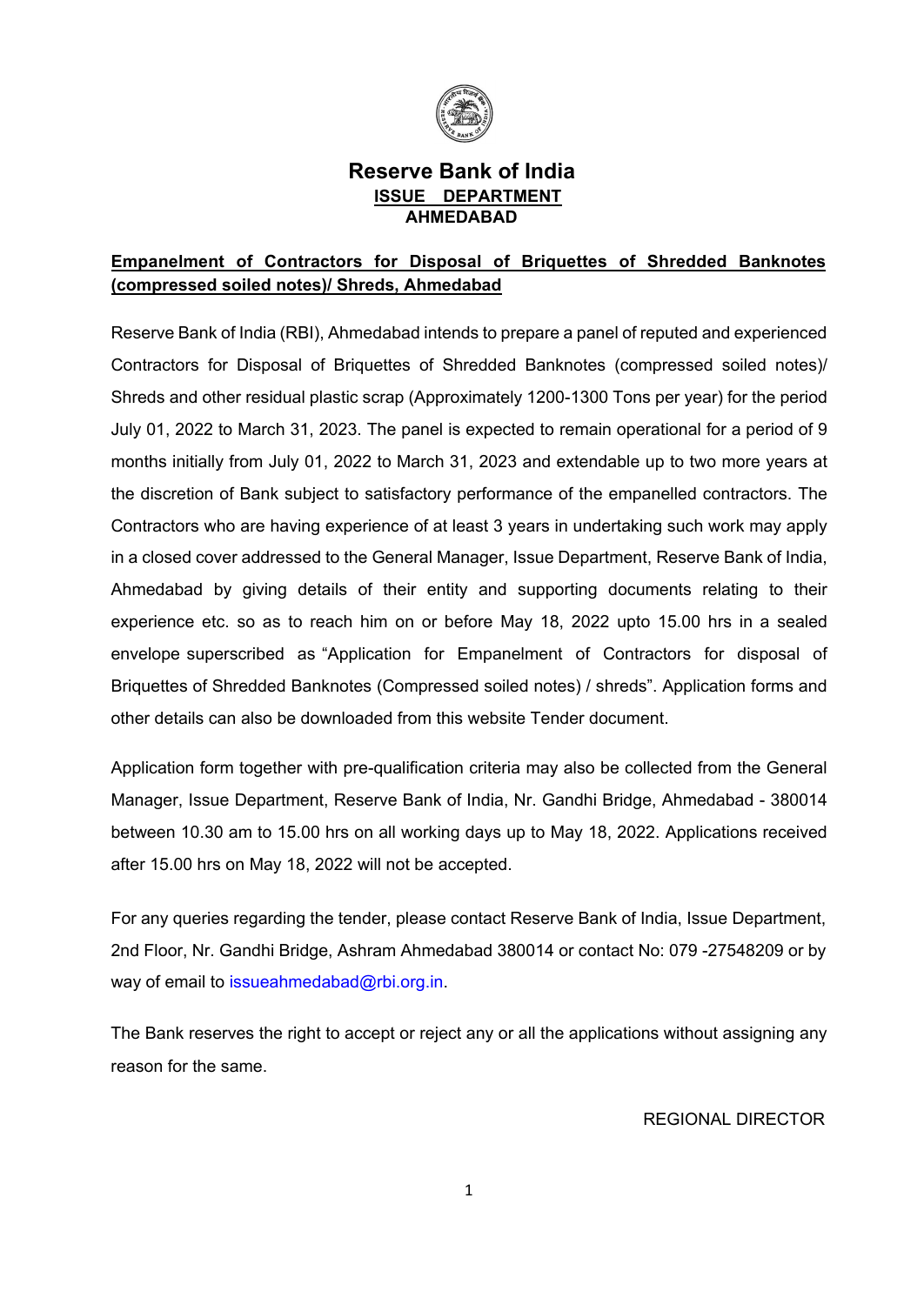# Reserve Bank of India

**ISSUE DEPARTMENT**

**AHMEDABAD**

## Empanelment of Contractors for Disposal of Briquettes of Shredded Banknotes (compressed soiled notes)/ Shreds, Ahmedabad

Reserve Bank of India (RBI), Ahmedabad intends to prepare a panel of reputed and experienced Contractors for Disposal of Briquettes of Shredded Banknotes (compressed soiled notes)/ Shreds and other residual plastic scrap (Approximately 1200-1300 Tons per year) for the period July 01, 2022 to March 31, 2023. The panel is expected to remain operational for a period of 9 months initially from July 01, 2022 to March 31, 2023 and extendable up to two more years at the discretion of Bank subject to satisfactory performance of the empanelled contractors. The Contractors who are having experience of at least 3 years in undertaking such work may apply in a closed cover addressed to the General Manager, Issue Department, Reserve Bank of India, Ahmedabad by giving details of their entity and supporting documents relating to their experience etc. so as to reach him on or before May 18, 2022 upto 15.00 hrs in a sealed envelope superscribed as "Application for Empanelment of Contractors for disposal of Briquettes of Shredded Banknotes (Compressed soiled notes) / shreds". Application forms and other details can also be downloaded from this website Tender document.

Application form together with pre-qualification criteria may also be collected from the General Manager, Issue Department, Reserve Bank of India, Nr. Gandhi Bridge, Ahmedabad - 380014 between 10.30 am to 15.00 hrs on all working days up to May 18, 2022. Applications received after 15.00 hrs on May 18, 2022 will not be accepted.

For any queries regarding the tender, please contact Reserve Bank of India, Issue Department, 2nd Floor, Nr. Gandhi Bridge, Ashram Ahmedabad 380014 or contact No: 079 -27548209 or by way of email to issueahmedabad@rbi.org.in.

The Bank reserves the right to accept or reject any or all the applications without assigning any reason for the same.

REGIONAL DIRECTOR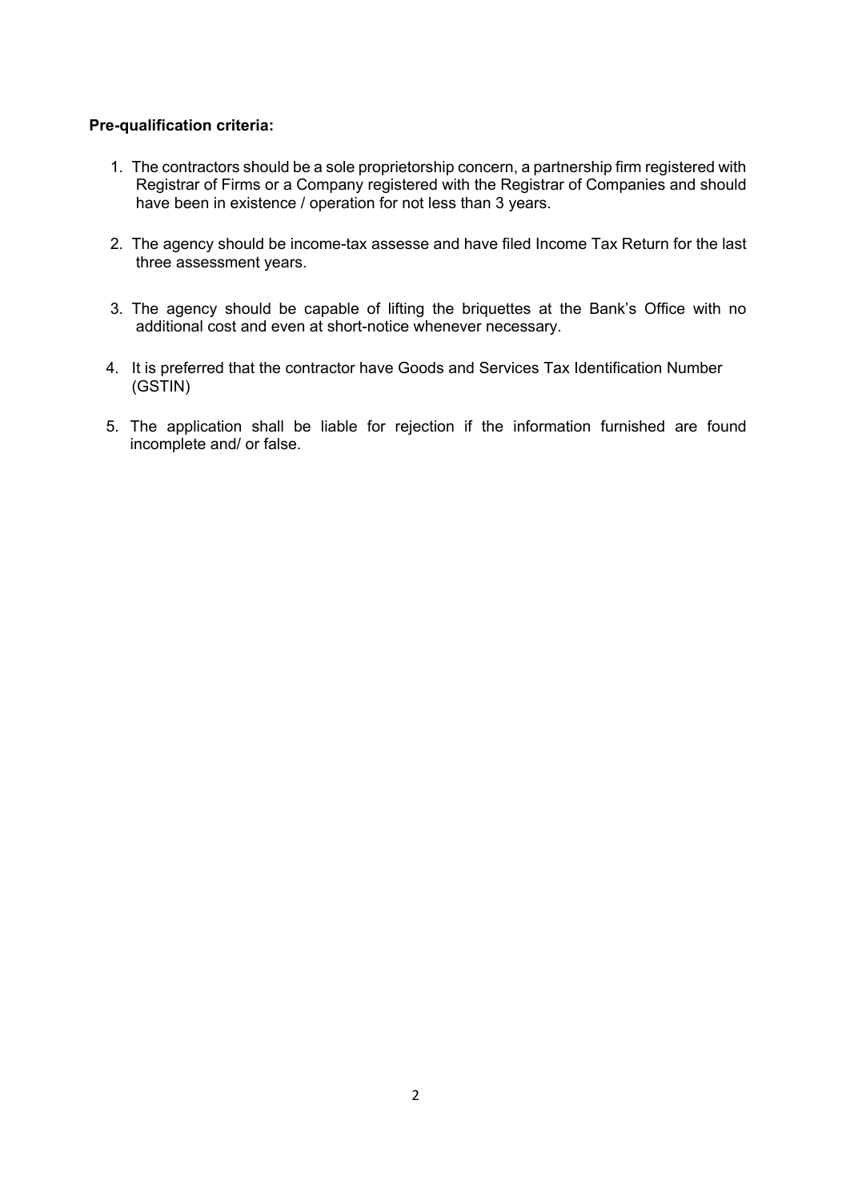**Pre-qualification criteria:**

1. The contractors should be a sole proprietorship concern, a partnership firm registered with Registrar of Firms or a Company registered with the Registrar of Companies and should have been in existence / operation for not less than 3 years.

2. The agency should be income-tax assesse and have filed Income Tax Return for the last three assessment years.

3. The agency should be capable of lifting the briquettes at the Bank's Office with no additional cost and even at short-notice whenever necessary.

4. It is preferred that the contractor have Goods and Services Tax Identification Number (GSTIN)

5. The application shall be liable for rejection if the information furnished are found incomplete and/ or false.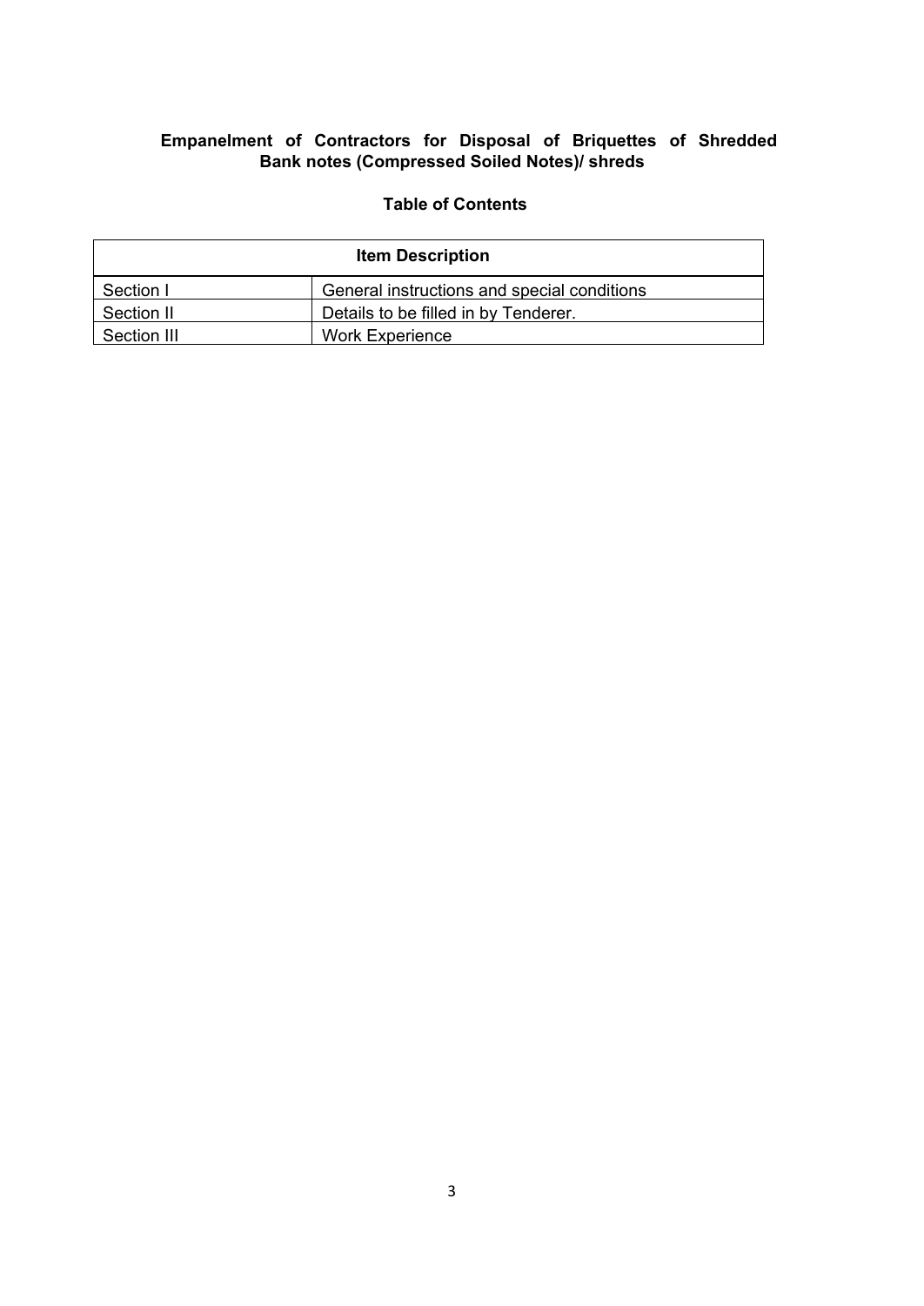**Empanelment of Contractors for Disposal of Briquettes of Shredded Bank notes (Compressed Soiled Notes)/ shreds**

**Table of Contents**

| **Item Description** | |
|---|---|
| Section I | General instructions and special conditions |
| Section II | Details to be filled in by Tenderer. |
| Section III | Work Experience |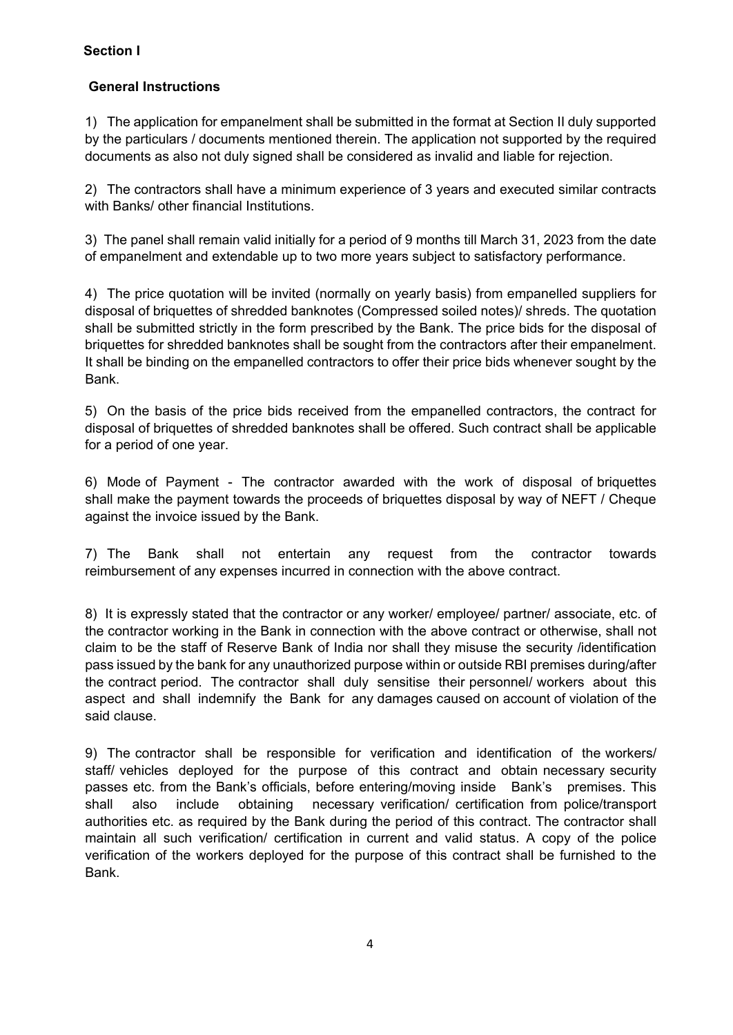**Section I**

**General Instructions**

1) The application for empanelment shall be submitted in the format at Section II duly supported by the particulars / documents mentioned therein. The application not supported by the required documents as also not duly signed shall be considered as invalid and liable for rejection.

2) The contractors shall have a minimum experience of 3 years and executed similar contracts with Banks/ other financial Institutions.

3) The panel shall remain valid initially for a period of 9 months till March 31, 2023 from the date of empanelment and extendable up to two more years subject to satisfactory performance.

4) The price quotation will be invited (normally on yearly basis) from empanelled suppliers for disposal of briquettes of shredded banknotes (Compressed soiled notes)/ shreds. The quotation shall be submitted strictly in the form prescribed by the Bank. The price bids for the disposal of briquettes for shredded banknotes shall be sought from the contractors after their empanelment. It shall be binding on the empanelled contractors to offer their price bids whenever sought by the Bank.

5) On the basis of the price bids received from the empanelled contractors, the contract for disposal of briquettes of shredded banknotes shall be offered. Such contract shall be applicable for a period of one year.

6) Mode of Payment - The contractor awarded with the work of disposal of briquettes shall make the payment towards the proceeds of briquettes disposal by way of NEFT / Cheque against the invoice issued by the Bank.

7) The Bank shall not entertain any request from the contractor towards reimbursement of any expenses incurred in connection with the above contract.

8) It is expressly stated that the contractor or any worker/ employee/ partner/ associate, etc. of the contractor working in the Bank in connection with the above contract or otherwise, shall not claim to be the staff of Reserve Bank of India nor shall they misuse the security /identification pass issued by the bank for any unauthorized purpose within or outside RBI premises during/after the contract period. The contractor shall duly sensitise their personnel/ workers about this aspect and shall indemnify the Bank for any damages caused on account of violation of the said clause.

9) The contractor shall be responsible for verification and identification of the workers/ staff/ vehicles deployed for the purpose of this contract and obtain necessary security passes etc. from the Bank's officials, before entering/moving inside Bank's premises. This shall also include obtaining necessary verification/ certification from police/transport authorities etc. as required by the Bank during the period of this contract. The contractor shall maintain all such verification/ certification in current and valid status. A copy of the police verification of the workers deployed for the purpose of this contract shall be furnished to the Bank.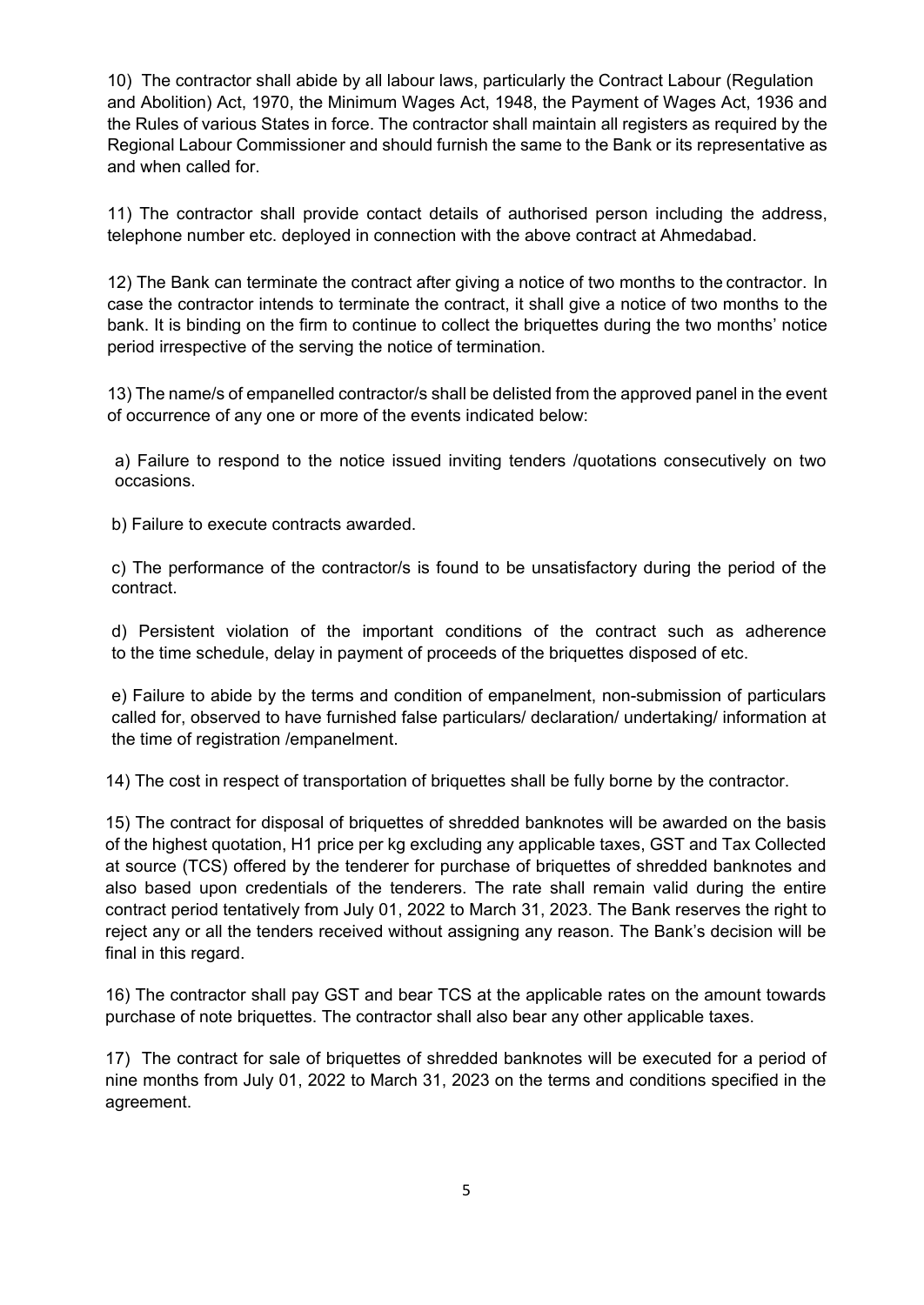10) The contractor shall abide by all labour laws, particularly the Contract Labour (Regulation and Abolition) Act, 1970, the Minimum Wages Act, 1948, the Payment of Wages Act, 1936 and the Rules of various States in force. The contractor shall maintain all registers as required by the Regional Labour Commissioner and should furnish the same to the Bank or its representative as and when called for.

11) The contractor shall provide contact details of authorised person including the address, telephone number etc. deployed in connection with the above contract at Ahmedabad.

12) The Bank can terminate the contract after giving a notice of two months to the contractor. In case the contractor intends to terminate the contract, it shall give a notice of two months to the bank. It is binding on the firm to continue to collect the briquettes during the two months' notice period irrespective of the serving the notice of termination.

13) The name/s of empanelled contractor/s shall be delisted from the approved panel in the event of occurrence of any one or more of the events indicated below:

a) Failure to respond to the notice issued inviting tenders /quotations consecutively on two occasions.

b) Failure to execute contracts awarded.

c) The performance of the contractor/s is found to be unsatisfactory during the period of the contract.

d) Persistent violation of the important conditions of the contract such as adherence to the time schedule, delay in payment of proceeds of the briquettes disposed of etc.

e) Failure to abide by the terms and condition of empanelment, non-submission of particulars called for, observed to have furnished false particulars/ declaration/ undertaking/ information at the time of registration /empanelment.

14) The cost in respect of transportation of briquettes shall be fully borne by the contractor.

15) The contract for disposal of briquettes of shredded banknotes will be awarded on the basis of the highest quotation, H1 price per kg excluding any applicable taxes, GST and Tax Collected at source (TCS) offered by the tenderer for purchase of briquettes of shredded banknotes and also based upon credentials of the tenderers. The rate shall remain valid during the entire contract period tentatively from July 01, 2022 to March 31, 2023. The Bank reserves the right to reject any or all the tenders received without assigning any reason. The Bank's decision will be final in this regard.

16) The contractor shall pay GST and bear TCS at the applicable rates on the amount towards purchase of note briquettes. The contractor shall also bear any other applicable taxes.

17) The contract for sale of briquettes of shredded banknotes will be executed for a period of nine months from July 01, 2022 to March 31, 2023 on the terms and conditions specified in the agreement.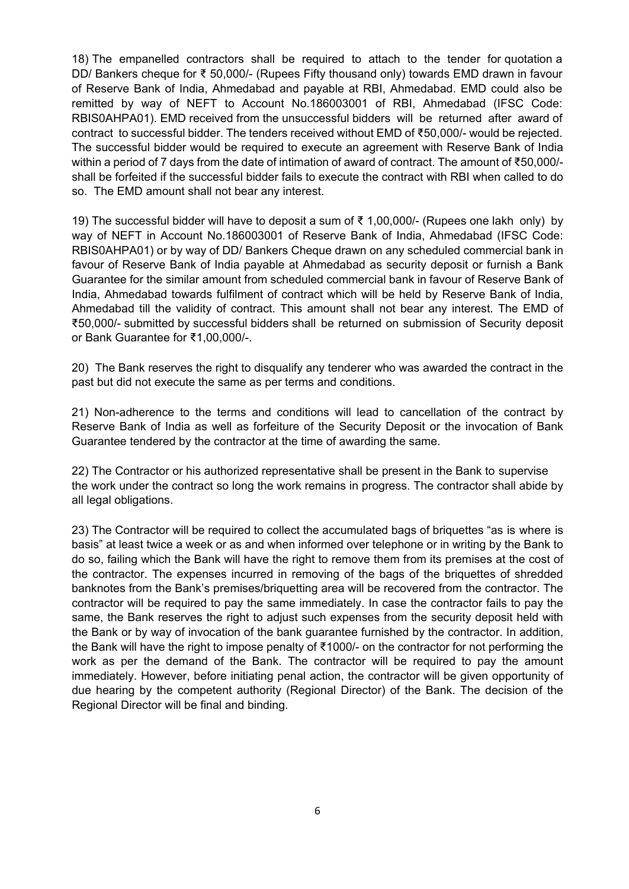18) The empanelled contractors shall be required to attach to the tender for quotation a DD/ Bankers cheque for ₹ 50,000/- (Rupees Fifty thousand only) towards EMD drawn in favour of Reserve Bank of India, Ahmedabad and payable at RBI, Ahmedabad. EMD could also be remitted by way of NEFT to Account No.186003001 of RBI, Ahmedabad (IFSC Code: RBIS0AHPA01). EMD received from the unsuccessful bidders will be returned after award of contract to successful bidder. The tenders received without EMD of ₹50,000/- would be rejected. The successful bidder would be required to execute an agreement with Reserve Bank of India within a period of 7 days from the date of intimation of award of contract. The amount of ₹50,000/- shall be forfeited if the successful bidder fails to execute the contract with RBI when called to do so. The EMD amount shall not bear any interest.

19) The successful bidder will have to deposit a sum of ₹ 1,00,000/- (Rupees one lakh only) by way of NEFT in Account No.186003001 of Reserve Bank of India, Ahmedabad (IFSC Code: RBIS0AHPA01) or by way of DD/ Bankers Cheque drawn on any scheduled commercial bank in favour of Reserve Bank of India payable at Ahmedabad as security deposit or furnish a Bank Guarantee for the similar amount from scheduled commercial bank in favour of Reserve Bank of India, Ahmedabad towards fulfilment of contract which will be held by Reserve Bank of India, Ahmedabad till the validity of contract. This amount shall not bear any interest. The EMD of ₹50,000/- submitted by successful bidders shall be returned on submission of Security deposit or Bank Guarantee for ₹1,00,000/-.

20) The Bank reserves the right to disqualify any tenderer who was awarded the contract in the past but did not execute the same as per terms and conditions.

21) Non-adherence to the terms and conditions will lead to cancellation of the contract by Reserve Bank of India as well as forfeiture of the Security Deposit or the invocation of Bank Guarantee tendered by the contractor at the time of awarding the same.

22) The Contractor or his authorized representative shall be present in the Bank to supervise the work under the contract so long the work remains in progress. The contractor shall abide by all legal obligations.

23) The Contractor will be required to collect the accumulated bags of briquettes "as is where is basis" at least twice a week or as and when informed over telephone or in writing by the Bank to do so, failing which the Bank will have the right to remove them from its premises at the cost of the contractor. The expenses incurred in removing of the bags of the briquettes of shredded banknotes from the Bank's premises/briquetting area will be recovered from the contractor. The contractor will be required to pay the same immediately. In case the contractor fails to pay the same, the Bank reserves the right to adjust such expenses from the security deposit held with the Bank or by way of invocation of the bank guarantee furnished by the contractor. In addition, the Bank will have the right to impose penalty of ₹1000/- on the contractor for not performing the work as per the demand of the Bank. The contractor will be required to pay the amount immediately. However, before initiating penal action, the contractor will be given opportunity of due hearing by the competent authority (Regional Director) of the Bank. The decision of the Regional Director will be final and binding.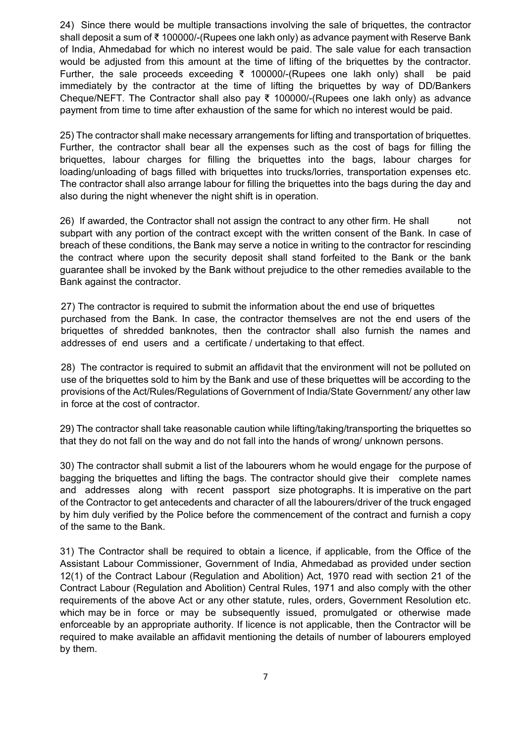24) Since there would be multiple transactions involving the sale of briquettes, the contractor shall deposit a sum of ₹ 100000/-(Rupees one lakh only) as advance payment with Reserve Bank of India, Ahmedabad for which no interest would be paid. The sale value for each transaction would be adjusted from this amount at the time of lifting of the briquettes by the contractor. Further, the sale proceeds exceeding ₹ 100000/-(Rupees one lakh only) shall be paid immediately by the contractor at the time of lifting the briquettes by way of DD/Bankers Cheque/NEFT. The Contractor shall also pay ₹ 100000/-(Rupees one lakh only) as advance payment from time to time after exhaustion of the same for which no interest would be paid.

25) The contractor shall make necessary arrangements for lifting and transportation of briquettes. Further, the contractor shall bear all the expenses such as the cost of bags for filling the briquettes, labour charges for filling the briquettes into the bags, labour charges for loading/unloading of bags filled with briquettes into trucks/lorries, transportation expenses etc. The contractor shall also arrange labour for filling the briquettes into the bags during the day and also during the night whenever the night shift is in operation.

26) If awarded, the Contractor shall not assign the contract to any other firm. He shall not subpart with any portion of the contract except with the written consent of the Bank. In case of breach of these conditions, the Bank may serve a notice in writing to the contractor for rescinding the contract where upon the security deposit shall stand forfeited to the Bank or the bank guarantee shall be invoked by the Bank without prejudice to the other remedies available to the Bank against the contractor.

27) The contractor is required to submit the information about the end use of briquettes purchased from the Bank. In case, the contractor themselves are not the end users of the briquettes of shredded banknotes, then the contractor shall also furnish the names and addresses of end users and a certificate / undertaking to that effect.

28) The contractor is required to submit an affidavit that the environment will not be polluted on use of the briquettes sold to him by the Bank and use of these briquettes will be according to the provisions of the Act/Rules/Regulations of Government of India/State Government/ any other law in force at the cost of contractor.

29) The contractor shall take reasonable caution while lifting/taking/transporting the briquettes so that they do not fall on the way and do not fall into the hands of wrong/ unknown persons.

30) The contractor shall submit a list of the labourers whom he would engage for the purpose of bagging the briquettes and lifting the bags. The contractor should give their complete names and addresses along with recent passport size photographs. It is imperative on the part of the Contractor to get antecedents and character of all the labourers/driver of the truck engaged by him duly verified by the Police before the commencement of the contract and furnish a copy of the same to the Bank.

31) The Contractor shall be required to obtain a licence, if applicable, from the Office of the Assistant Labour Commissioner, Government of India, Ahmedabad as provided under section 12(1) of the Contract Labour (Regulation and Abolition) Act, 1970 read with section 21 of the Contract Labour (Regulation and Abolition) Central Rules, 1971 and also comply with the other requirements of the above Act or any other statute, rules, orders, Government Resolution etc. which may be in force or may be subsequently issued, promulgated or otherwise made enforceable by an appropriate authority. If licence is not applicable, then the Contractor will be required to make available an affidavit mentioning the details of number of labourers employed by them.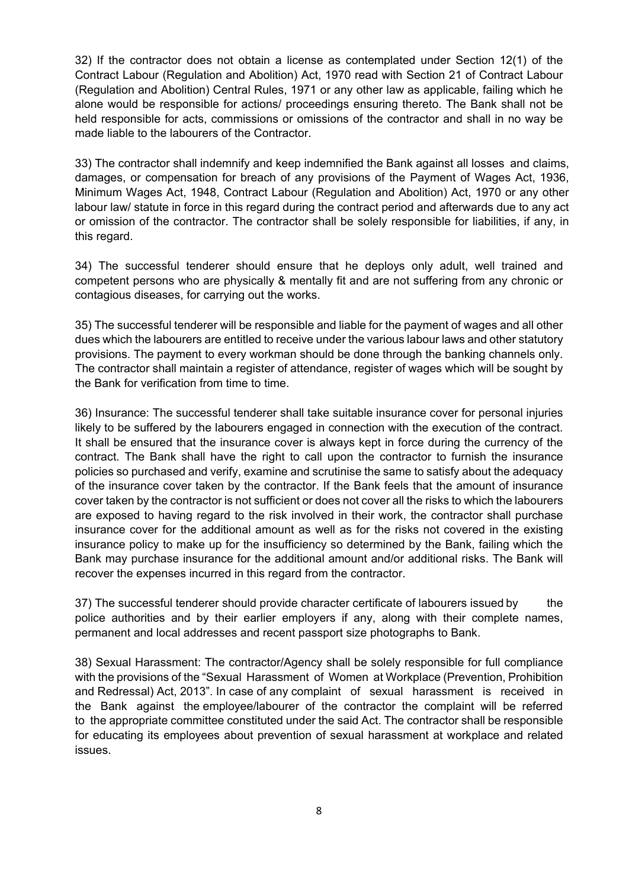32) If the contractor does not obtain a license as contemplated under Section 12(1) of the Contract Labour (Regulation and Abolition) Act, 1970 read with Section 21 of Contract Labour (Regulation and Abolition) Central Rules, 1971 or any other law as applicable, failing which he alone would be responsible for actions/ proceedings ensuring thereto. The Bank shall not be held responsible for acts, commissions or omissions of the contractor and shall in no way be made liable to the labourers of the Contractor.

33) The contractor shall indemnify and keep indemnified the Bank against all losses and claims, damages, or compensation for breach of any provisions of the Payment of Wages Act, 1936, Minimum Wages Act, 1948, Contract Labour (Regulation and Abolition) Act, 1970 or any other labour law/ statute in force in this regard during the contract period and afterwards due to any act or omission of the contractor. The contractor shall be solely responsible for liabilities, if any, in this regard.

34) The successful tenderer should ensure that he deploys only adult, well trained and competent persons who are physically & mentally fit and are not suffering from any chronic or contagious diseases, for carrying out the works.

35) The successful tenderer will be responsible and liable for the payment of wages and all other dues which the labourers are entitled to receive under the various labour laws and other statutory provisions. The payment to every workman should be done through the banking channels only. The contractor shall maintain a register of attendance, register of wages which will be sought by the Bank for verification from time to time.

36) Insurance: The successful tenderer shall take suitable insurance cover for personal injuries likely to be suffered by the labourers engaged in connection with the execution of the contract. It shall be ensured that the insurance cover is always kept in force during the currency of the contract. The Bank shall have the right to call upon the contractor to furnish the insurance policies so purchased and verify, examine and scrutinise the same to satisfy about the adequacy of the insurance cover taken by the contractor. If the Bank feels that the amount of insurance cover taken by the contractor is not sufficient or does not cover all the risks to which the labourers are exposed to having regard to the risk involved in their work, the contractor shall purchase insurance cover for the additional amount as well as for the risks not covered in the existing insurance policy to make up for the insufficiency so determined by the Bank, failing which the Bank may purchase insurance for the additional amount and/or additional risks. The Bank will recover the expenses incurred in this regard from the contractor.

37) The successful tenderer should provide character certificate of labourers issued by the police authorities and by their earlier employers if any, along with their complete names, permanent and local addresses and recent passport size photographs to Bank.

38) Sexual Harassment: The contractor/Agency shall be solely responsible for full compliance with the provisions of the "Sexual Harassment of Women at Workplace (Prevention, Prohibition and Redressal) Act, 2013". In case of any complaint of sexual harassment is received in the Bank against the employee/labourer of the contractor the complaint will be referred to the appropriate committee constituted under the said Act. The contractor shall be responsible for educating its employees about prevention of sexual harassment at workplace and related issues.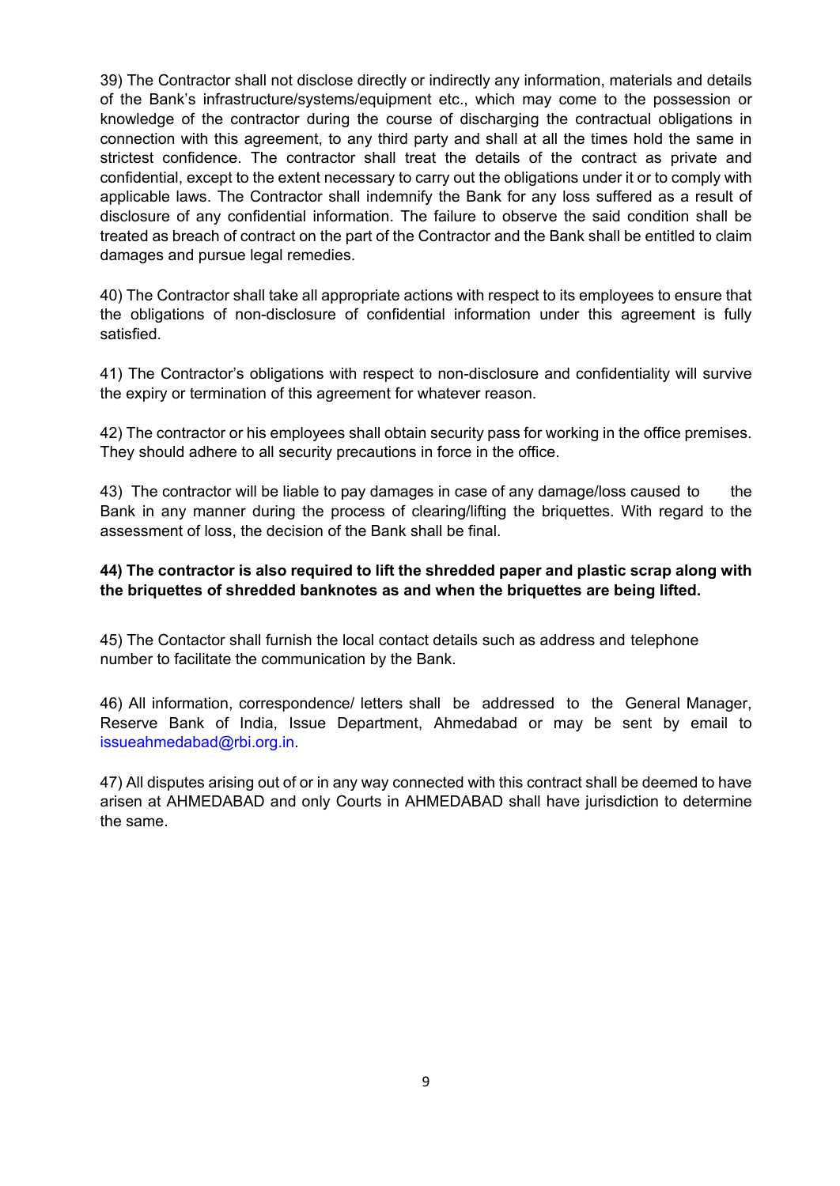39) The Contractor shall not disclose directly or indirectly any information, materials and details of the Bank's infrastructure/systems/equipment etc., which may come to the possession or knowledge of the contractor during the course of discharging the contractual obligations in connection with this agreement, to any third party and shall at all the times hold the same in strictest confidence. The contractor shall treat the details of the contract as private and confidential, except to the extent necessary to carry out the obligations under it or to comply with applicable laws. The Contractor shall indemnify the Bank for any loss suffered as a result of disclosure of any confidential information. The failure to observe the said condition shall be treated as breach of contract on the part of the Contractor and the Bank shall be entitled to claim damages and pursue legal remedies.

40) The Contractor shall take all appropriate actions with respect to its employees to ensure that the obligations of non-disclosure of confidential information under this agreement is fully satisfied.

41) The Contractor's obligations with respect to non-disclosure and confidentiality will survive the expiry or termination of this agreement for whatever reason.

42) The contractor or his employees shall obtain security pass for working in the office premises. They should adhere to all security precautions in force in the office.

43) The contractor will be liable to pay damages in case of any damage/loss caused to the Bank in any manner during the process of clearing/lifting the briquettes. With regard to the assessment of loss, the decision of the Bank shall be final.

**44) The contractor is also required to lift the shredded paper and plastic scrap along with the briquettes of shredded banknotes as and when the briquettes are being lifted.**

45) The Contactor shall furnish the local contact details such as address and telephone number to facilitate the communication by the Bank.

46) All information, correspondence/ letters shall be addressed to the General Manager, Reserve Bank of India, Issue Department, Ahmedabad or may be sent by email to issueahmedabad@rbi.org.in.

47) All disputes arising out of or in any way connected with this contract shall be deemed to have arisen at AHMEDABAD and only Courts in AHMEDABAD shall have jurisdiction to determine the same.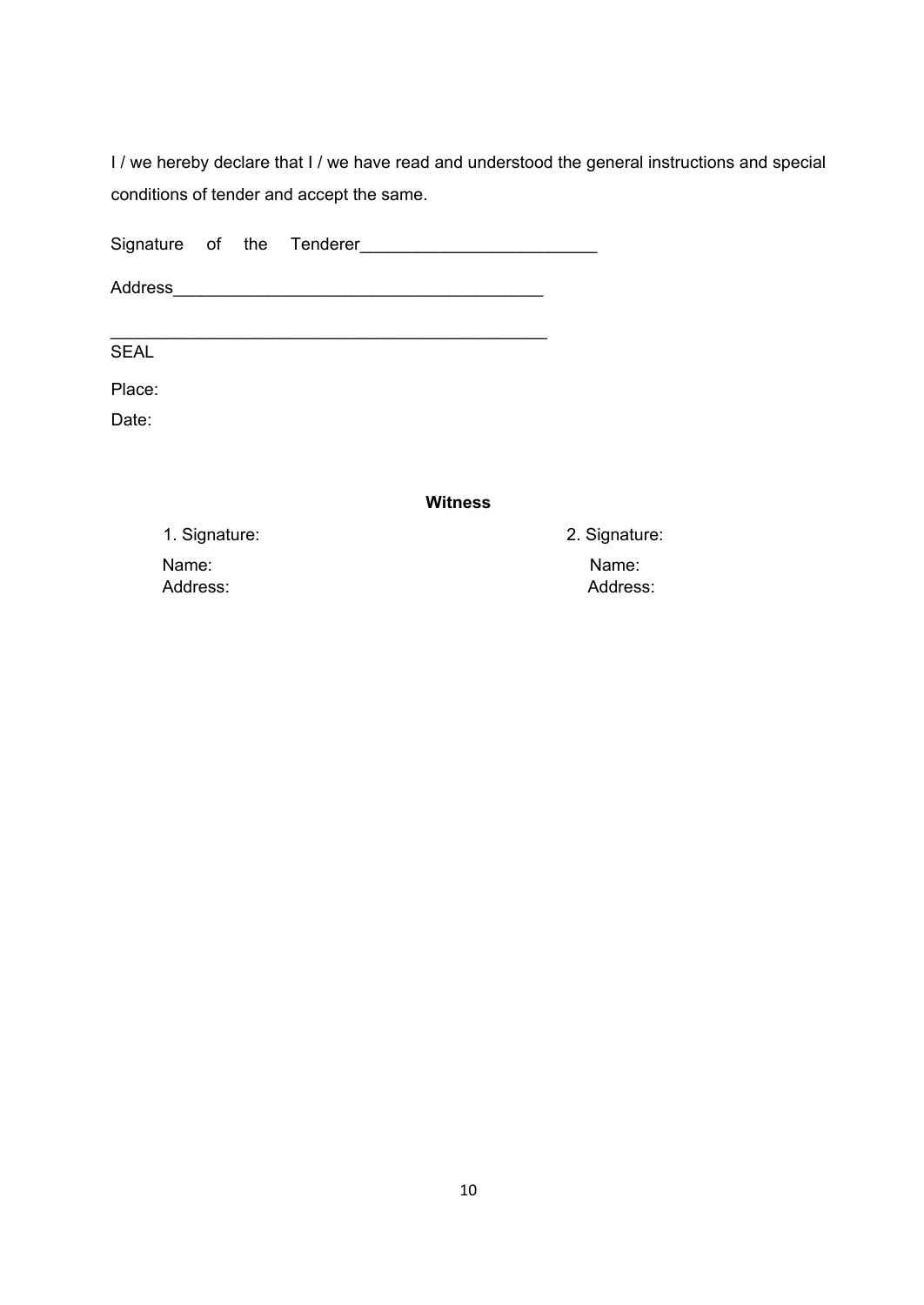I / we hereby declare that I / we have read and understood the general instructions and special conditions of tender and accept the same.

Signature of the Tenderer_________________________

Address_______________________________________

______________________________________________

SEAL

Place:

Date:

**Witness**

1. Signature:

Name:

Address:

2. Signature:

Name:

Address: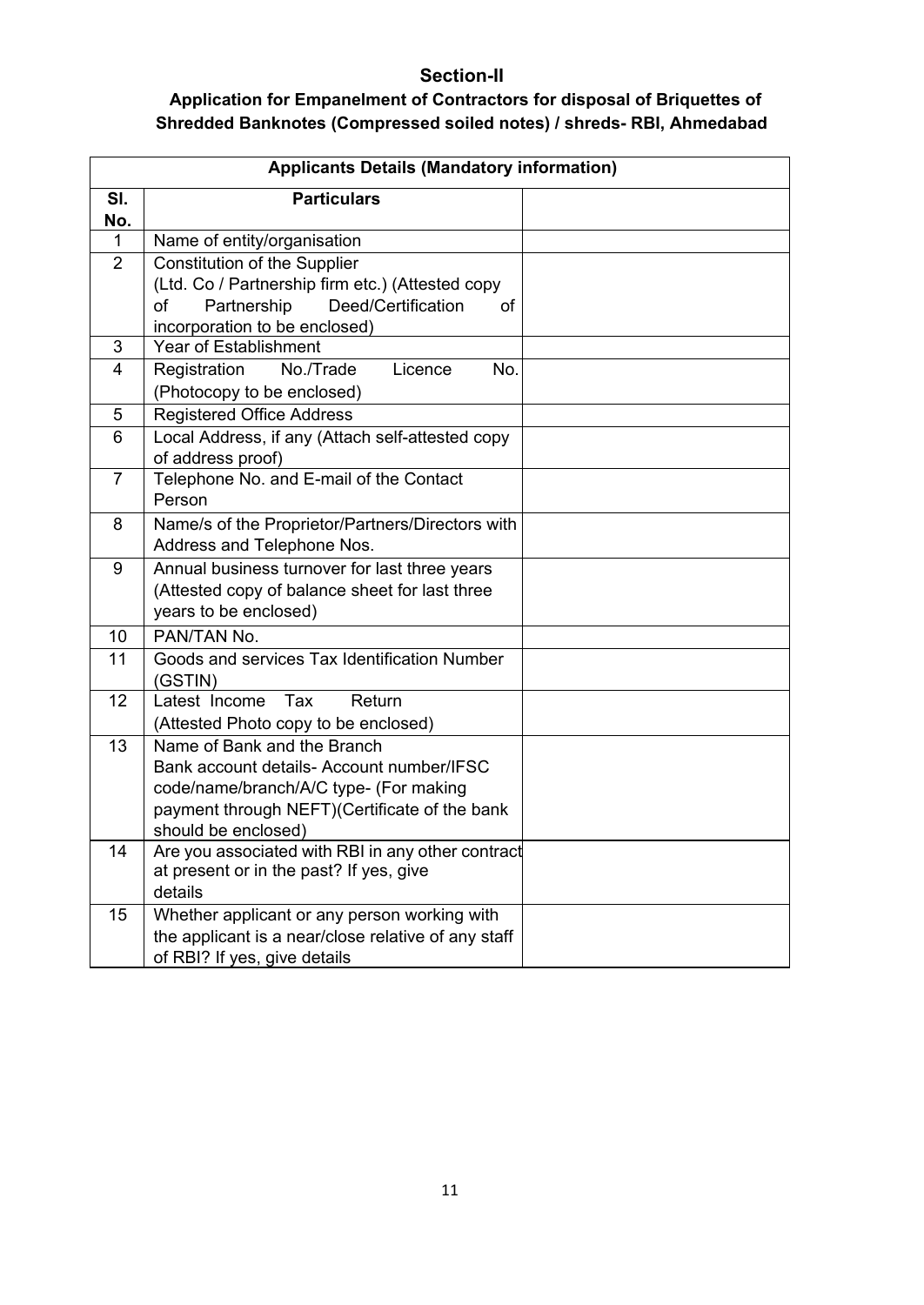## Section-II

### Application for Empanelment of Contractors for disposal of Briquettes of Shredded Banknotes (Compressed soiled notes) / shreds- RBI, Ahmedabad

| **Applicants Details (Mandatory information)** | | |
|---|---|---|
| **Sl. No.** | **Particulars** | |
| 1 | Name of entity/organisation | |
| 2 | Constitution of the Supplier (Ltd. Co / Partnership firm etc.) (Attested copy of Partnership Deed/Certification of incorporation to be enclosed) | |
| 3 | Year of Establishment | |
| 4 | Registration No./Trade Licence No. (Photocopy to be enclosed) | |
| 5 | Registered Office Address | |
| 6 | Local Address, if any (Attach self-attested copy of address proof) | |
| 7 | Telephone No. and E-mail of the Contact Person | |
| 8 | Name/s of the Proprietor/Partners/Directors with Address and Telephone Nos. | |
| 9 | Annual business turnover for last three years (Attested copy of balance sheet for last three years to be enclosed) | |
| 10 | PAN/TAN No. | |
| 11 | Goods and services Tax Identification Number (GSTIN) | |
| 12 | Latest Income Tax Return (Attested Photo copy to be enclosed) | |
| 13 | Name of Bank and the Branch Bank account details- Account number/IFSC code/name/branch/A/C type- (For making payment through NEFT)(Certificate of the bank should be enclosed) | |
| 14 | Are you associated with RBI in any other contract at present or in the past? If yes, give details | |
| 15 | Whether applicant or any person working with the applicant is a near/close relative of any staff of RBI? If yes, give details | |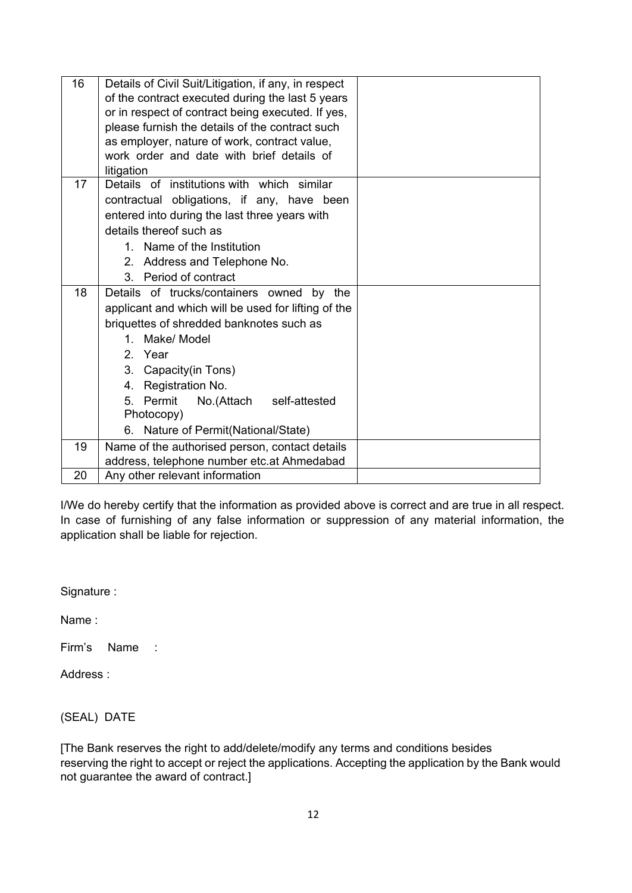| 16 | Details of Civil Suit/Litigation, if any, in respect of the contract executed during the last 5 years or in respect of contract being executed. If yes, please furnish the details of the contract such as employer, nature of work, contract value, work order and date with brief details of litigation | |
|---|---|---|
| 17 | Details of institutions with which similar contractual obligations, if any, have been entered into during the last three years with details thereof such as<br>1. Name of the Institution<br>2. Address and Telephone No.<br>3. Period of contract | |
| 18 | Details of trucks/containers owned by the applicant and which will be used for lifting of the briquettes of shredded banknotes such as<br>1. Make/ Model<br>2. Year<br>3. Capacity(in Tons)<br>4. Registration No.<br>5. Permit No.(Attach self-attested Photocopy)<br>6. Nature of Permit(National/State) | |
| 19 | Name of the authorised person, contact details address, telephone number etc.at Ahmedabad | |
| 20 | Any other relevant information | |

I/We do hereby certify that the information as provided above is correct and are true in all respect. In case of furnishing of any false information or suppression of any material information, the application shall be liable for rejection.

Signature :

Name :

Firm's Name :

Address :

(SEAL) DATE

[The Bank reserves the right to add/delete/modify any terms and conditions besides reserving the right to accept or reject the applications. Accepting the application by the Bank would not guarantee the award of contract.]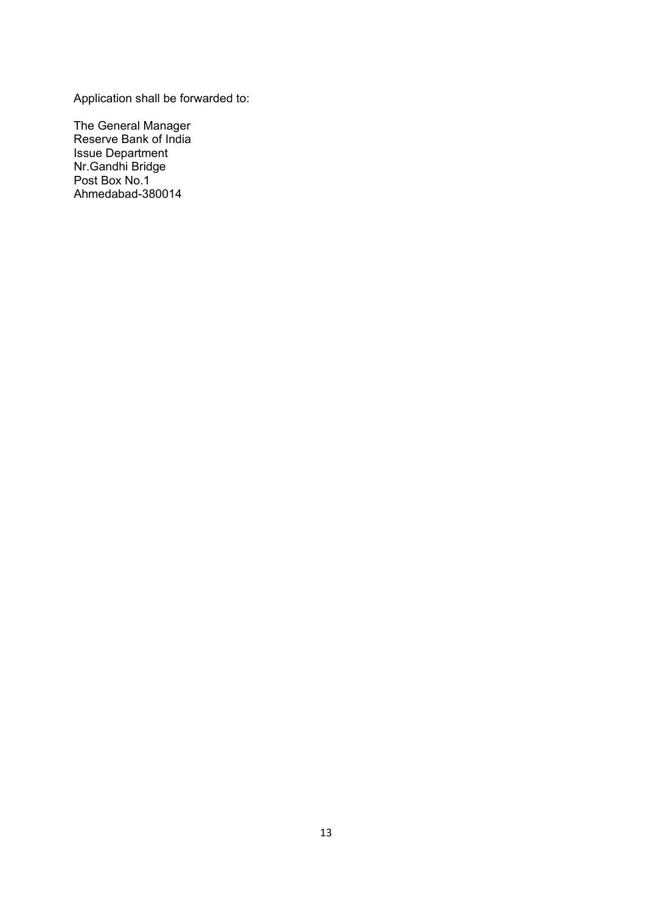Application shall be forwarded to:

The General Manager  
Reserve Bank of India  
Issue Department  
Nr.Gandhi Bridge  
Post Box No.1  
Ahmedabad-380014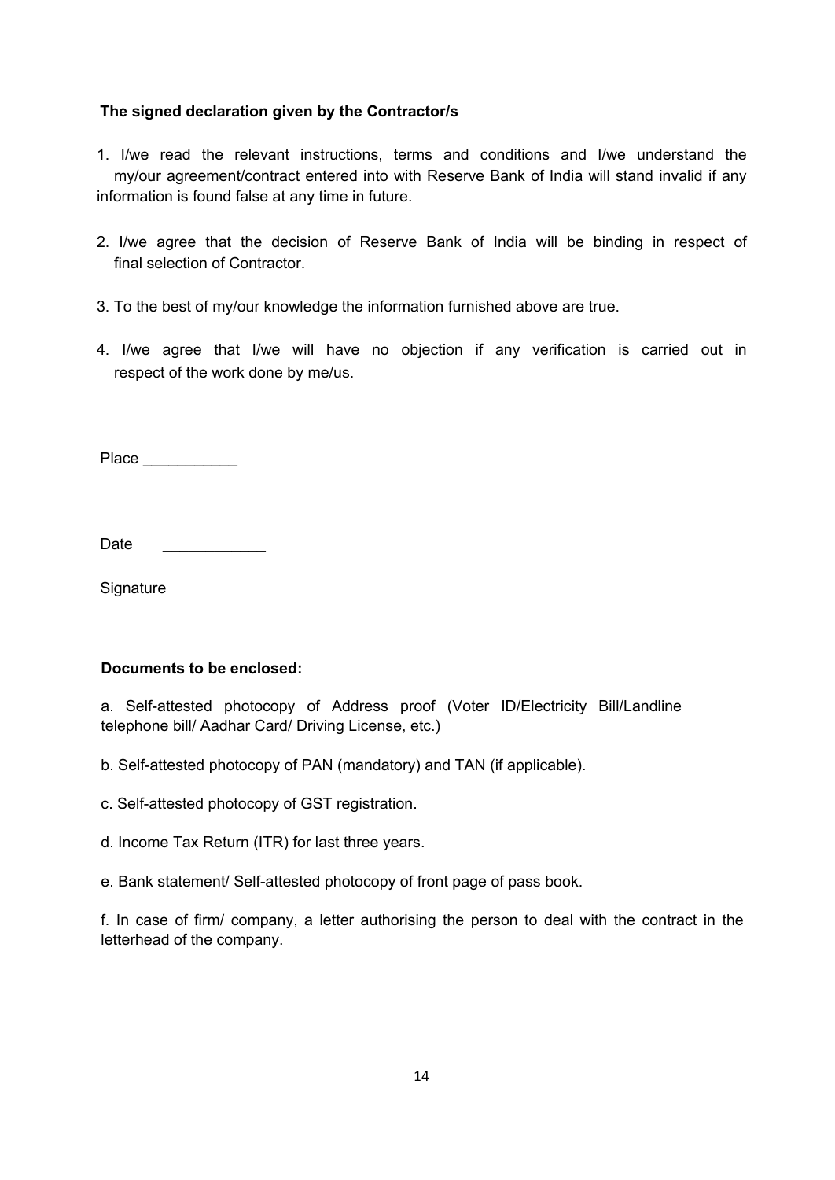**The signed declaration given by the Contractor/s**

1. I/we read the relevant instructions, terms and conditions and I/we understand the my/our agreement/contract entered into with Reserve Bank of India will stand invalid if any information is found false at any time in future.

2. I/we agree that the decision of Reserve Bank of India will be binding in respect of final selection of Contractor.

3. To the best of my/our knowledge the information furnished above are true.

4. I/we agree that I/we will have no objection if any verification is carried out in respect of the work done by me/us.

Place ___________

Date ____________

Signature

**Documents to be enclosed:**

a. Self-attested photocopy of Address proof (Voter ID/Electricity Bill/Landline telephone bill/ Aadhar Card/ Driving License, etc.)

b. Self-attested photocopy of PAN (mandatory) and TAN (if applicable).

c. Self-attested photocopy of GST registration.

d. Income Tax Return (ITR) for last three years.

e. Bank statement/ Self-attested photocopy of front page of pass book.

f. In case of firm/ company, a letter authorising the person to deal with the contract in the letterhead of the company.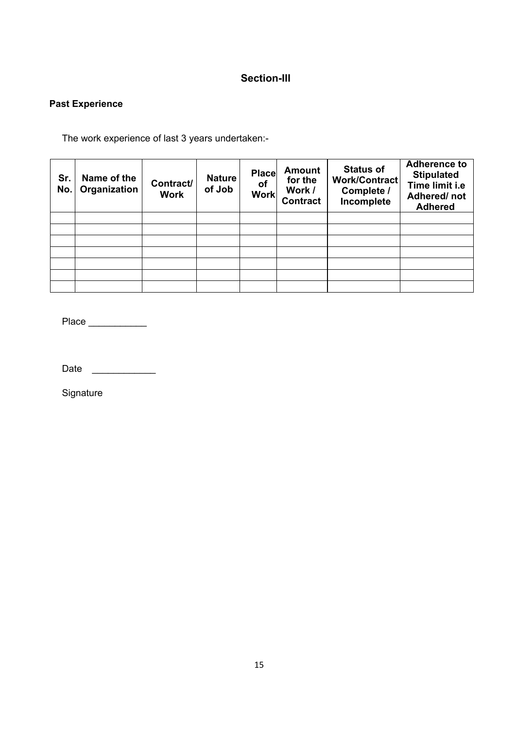## Section-III

**Past Experience**

The work experience of last 3 years undertaken:-

| Sr. No. | Name of the Organization | Contract/ Work | Nature of Job | Place of Work | Amount for the Work / Contract | Status of Work/Contract Complete / Incomplete | Adherence to Stipulated Time limit i.e Adhered/ not Adhered |
|---|---|---|---|---|---|---|---|
| | | | | | | | |
| | | | | | | | |
| | | | | | | | |
| | | | | | | | |
| | | | | | | | |
| | | | | | | | |
| | | | | | | | |

Place ___________

Date ____________

Signature